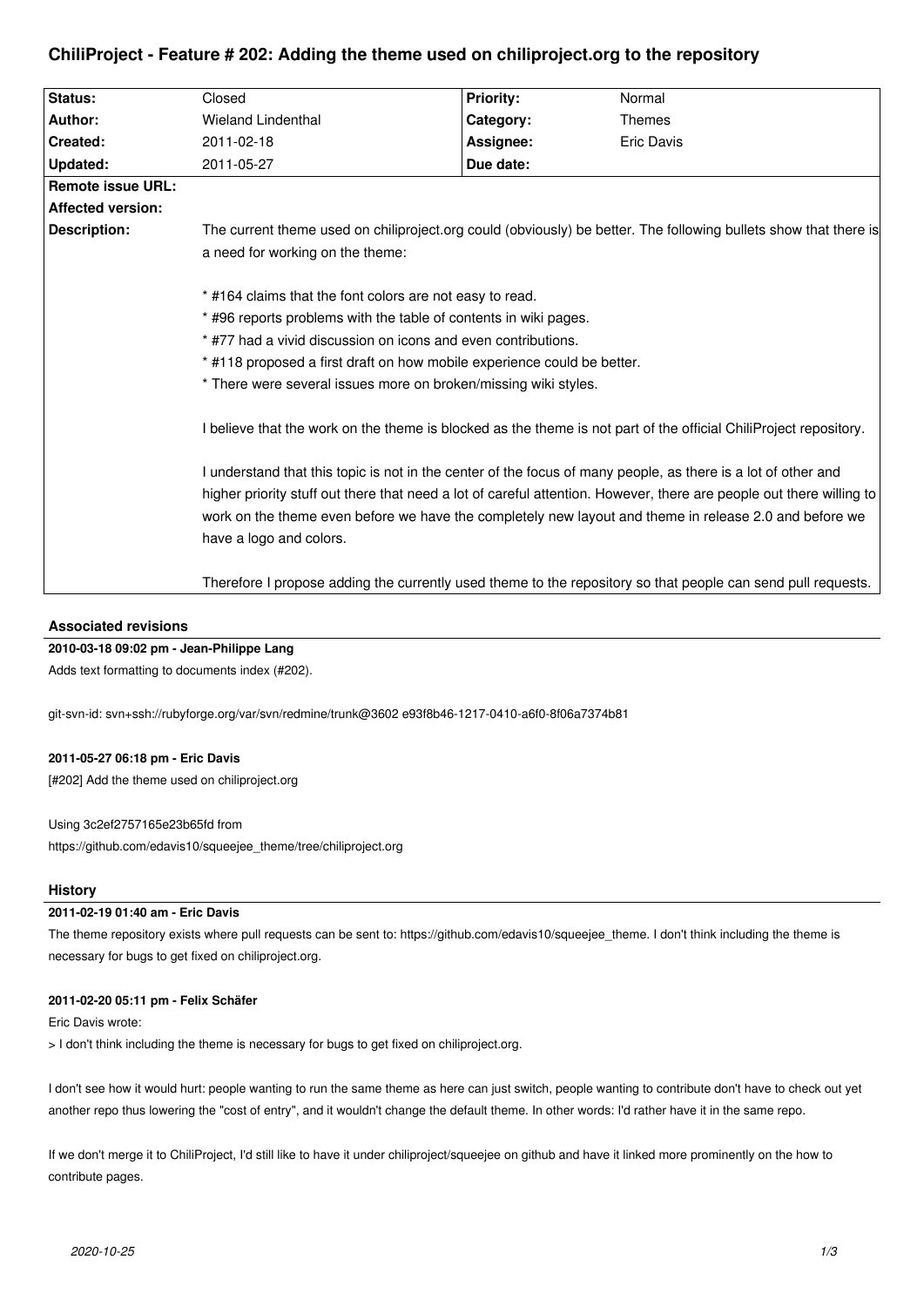# ChiliProject - Feature # 202: Adding the theme used on chiliproject.org to the repository

| Status: | Closed | Priority: | Normal |
|---|---|---|---|
| Author: | Wieland Lindenthal | Category: | Themes |
| Created: | 2011-02-18 | Assignee: | Eric Davis |
| Updated: | 2011-05-27 | Due date: | |
| Remote issue URL: | | | |
| Affected version: | | | |

**Description:**

The current theme used on chiliproject.org could (obviously) be better. The following bullets show that there is a need for working on the theme:

* #164 claims that the font colors are not easy to read.
* #96 reports problems with the table of contents in wiki pages.
* #77 had a vivid discussion on icons and even contributions.
* #118 proposed a first draft on how mobile experience could be better.
* There were several issues more on broken/missing wiki styles.

I believe that the work on the theme is blocked as the theme is not part of the official ChiliProject repository.

I understand that this topic is not in the center of the focus of many people, as there is a lot of other and higher priority stuff out there that need a lot of careful attention. However, there are people out there willing to work on the theme even before we have the completely new layout and theme in release 2.0 and before we have a logo and colors.

Therefore I propose adding the currently used theme to the repository so that people can send pull requests.

## Associated revisions

**2010-03-18 09:02 pm - Jean-Philippe Lang**

Adds text formatting to documents index (#202).

git-svn-id: svn+ssh://rubyforge.org/var/svn/redmine/trunk@3602 e93f8b46-1217-0410-a6f0-8f06a7374b81

**2011-05-27 06:18 pm - Eric Davis**

[#202] Add the theme used on chiliproject.org

Using 3c2ef2757165e23b65fd from
https://github.com/edavis10/squeejee_theme/tree/chiliproject.org

## History

**2011-02-19 01:40 am - Eric Davis**

The theme repository exists where pull requests can be sent to: https://github.com/edavis10/squeejee_theme. I don't think including the theme is necessary for bugs to get fixed on chiliproject.org.

**2011-02-20 05:11 pm - Felix Schäfer**

Eric Davis wrote:

> I don't think including the theme is necessary for bugs to get fixed on chiliproject.org.

I don't see how it would hurt: people wanting to run the same theme as here can just switch, people wanting to contribute don't have to check out yet another repo thus lowering the "cost of entry", and it wouldn't change the default theme. In other words: I'd rather have it in the same repo.

If we don't merge it to ChiliProject, I'd still like to have it under chiliproject/squeejee on github and have it linked more prominently on the how to contribute pages.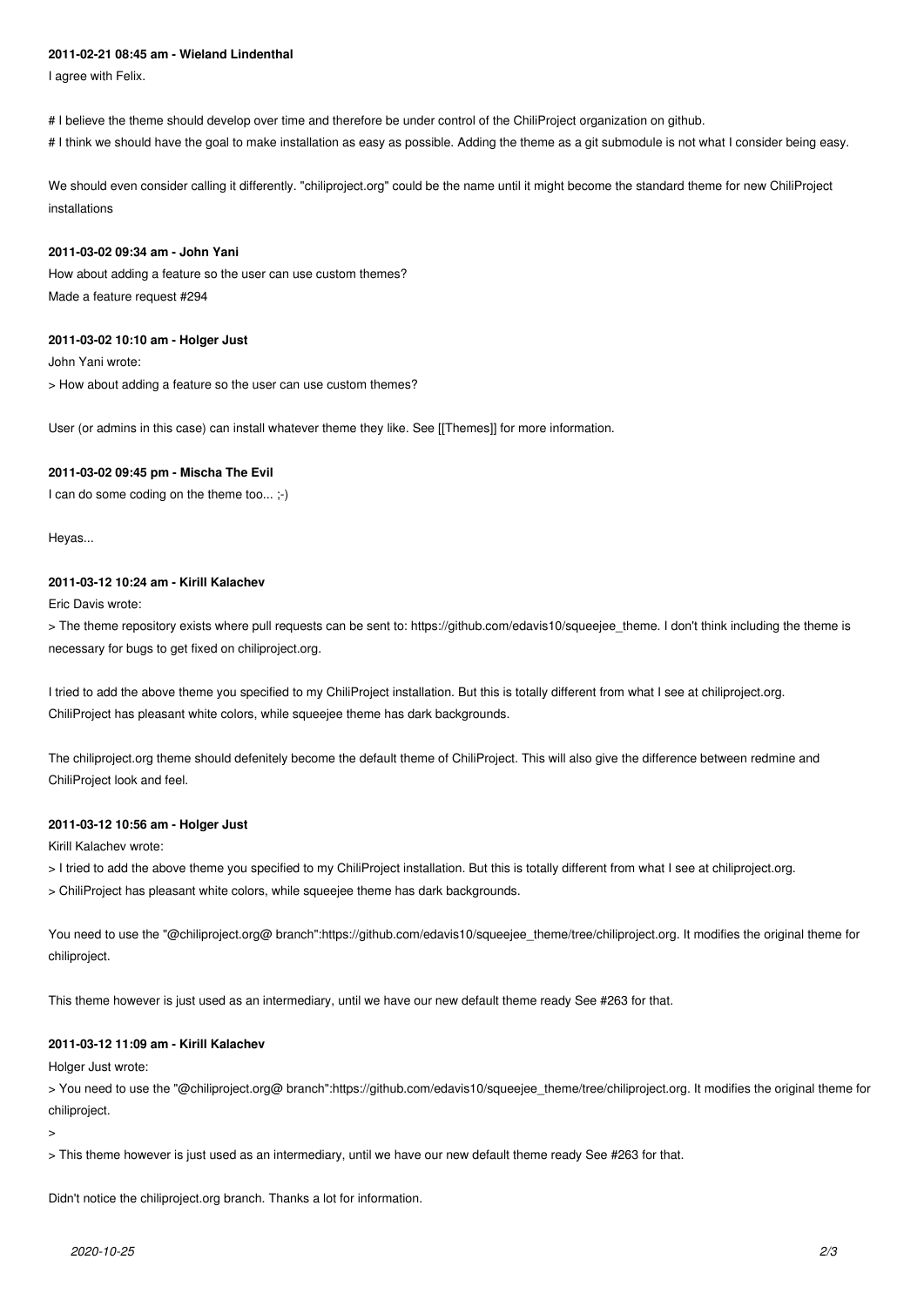**2011-02-21 08:45 am - Wieland Lindenthal**

I agree with Felix.

# I believe the theme should develop over time and therefore be under control of the ChiliProject organization on github.
# I think we should have the goal to make installation as easy as possible. Adding the theme as a git submodule is not what I consider being easy.

We should even consider calling it differently. "chiliproject.org" could be the name until it might become the standard theme for new ChiliProject installations

**2011-03-02 09:34 am - John Yani**

How about adding a feature so the user can use custom themes?
Made a feature request #294

**2011-03-02 10:10 am - Holger Just**

John Yani wrote:

> How about adding a feature so the user can use custom themes?

User (or admins in this case) can install whatever theme they like. See [[Themes]] for more information.

**2011-03-02 09:45 pm - Mischa The Evil**

I can do some coding on the theme too... ;-)

Heyas...

**2011-03-12 10:24 am - Kirill Kalachev**

Eric Davis wrote:

> The theme repository exists where pull requests can be sent to: https://github.com/edavis10/squeejee_theme. I don't think including the theme is necessary for bugs to get fixed on chiliproject.org.

I tried to add the above theme you specified to my ChiliProject installation. But this is totally different from what I see at chiliproject.org. ChiliProject has pleasant white colors, while squeejee theme has dark backgrounds.

The chiliproject.org theme should defenitely become the default theme of ChiliProject. This will also give the difference between redmine and ChiliProject look and feel.

**2011-03-12 10:56 am - Holger Just**

Kirill Kalachev wrote:

> I tried to add the above theme you specified to my ChiliProject installation. But this is totally different from what I see at chiliproject.org.
> ChiliProject has pleasant white colors, while squeejee theme has dark backgrounds.

You need to use the "@chiliproject.org@ branch":https://github.com/edavis10/squeejee_theme/tree/chiliproject.org. It modifies the original theme for chiliproject.

This theme however is just used as an intermediary, until we have our new default theme ready See #263 for that.

**2011-03-12 11:09 am - Kirill Kalachev**

Holger Just wrote:

> You need to use the "@chiliproject.org@ branch":https://github.com/edavis10/squeejee_theme/tree/chiliproject.org. It modifies the original theme for chiliproject.
>
> This theme however is just used as an intermediary, until we have our new default theme ready See #263 for that.

Didn't notice the chiliproject.org branch. Thanks a lot for information.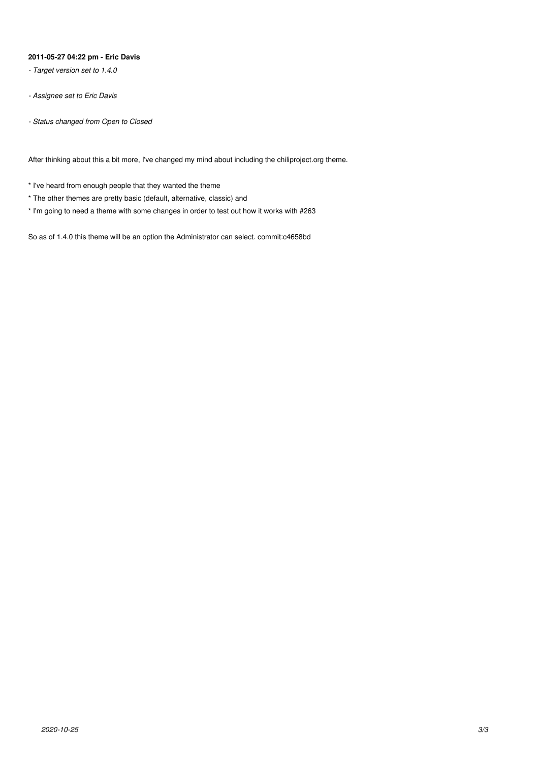**2011-05-27 04:22 pm - Eric Davis**

*- Target version set to 1.4.0*

*- Assignee set to Eric Davis*

*- Status changed from Open to Closed*

After thinking about this a bit more, I've changed my mind about including the chiliproject.org theme.

* I've heard from enough people that they wanted the theme

* The other themes are pretty basic (default, alternative, classic) and

* I'm going to need a theme with some changes in order to test out how it works with #263

So as of 1.4.0 this theme will be an option the Administrator can select. commit:c4658bd